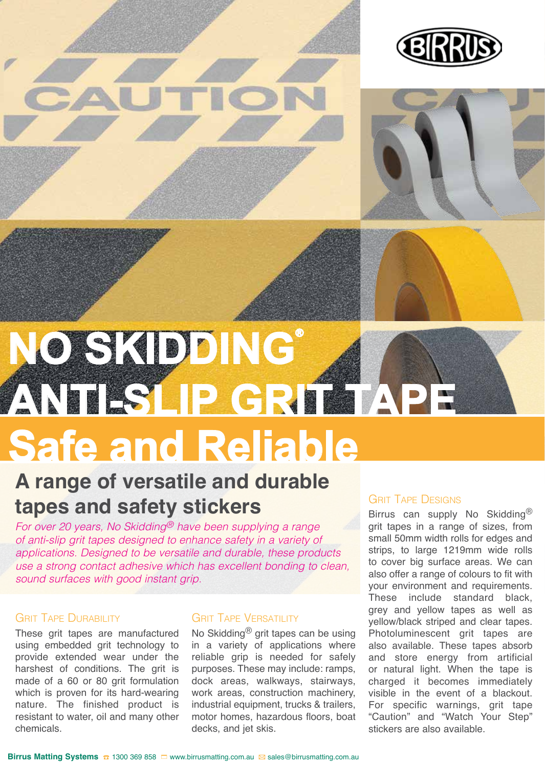BIRRUS

# NO SKIDDING® ANTI-SLIP GRIT TAPE

# Safe and Reliable

## A range of versatile and durable tapes and safety stickers

*For over 20 years, No Skidding® have been supplying a range of anti-slip grit tapes designed to enhance safety in a variety of applications. Designed to be versatile and durable, these products use a strong contact adhesive which has excellent bonding to clean, sound surfaces with good instant grip.*

### Grit Tape Durability

These grit tapes are manufactured using embedded grit technology to provide extended wear under the harshest of conditions. The grit is made of a 60 or 80 grit formulation which is proven for its hard-wearing nature. The finished product is resistant to water, oil and many other chemicals.

### Grit Tape Versatility

No Skidding® grit tapes can be using in a variety of applications where reliable grip is needed for safely purposes. These may include: ramps, dock areas, walkways, stairways, work areas, construction machinery, industrial equipment, trucks & trailers, motor homes, hazardous floors, boat decks, and jet skis.

### Grit Tape Designs

Birrus can supply No Skidding® grit tapes in a range of sizes, from small 50mm width rolls for edges and strips, to large 1219mm wide rolls to cover big surface areas. We can also offer a range of colours to fit with your environment and requirements. These include standard black, grey and yellow tapes as well as yellow/black striped and clear tapes. Photoluminescent grit tapes are also available. These tapes absorb and store energy from artificial or natural light. When the tape is charged it becomes immediately visible in the event of a blackout. For specific warnings, grit tape "Caution" and "Watch Your Step" stickers are also available.

**Birrus Matting Systems** ☎ 1300 369 858 www.birrusmatting.com.au sales@birrusmatting.com.au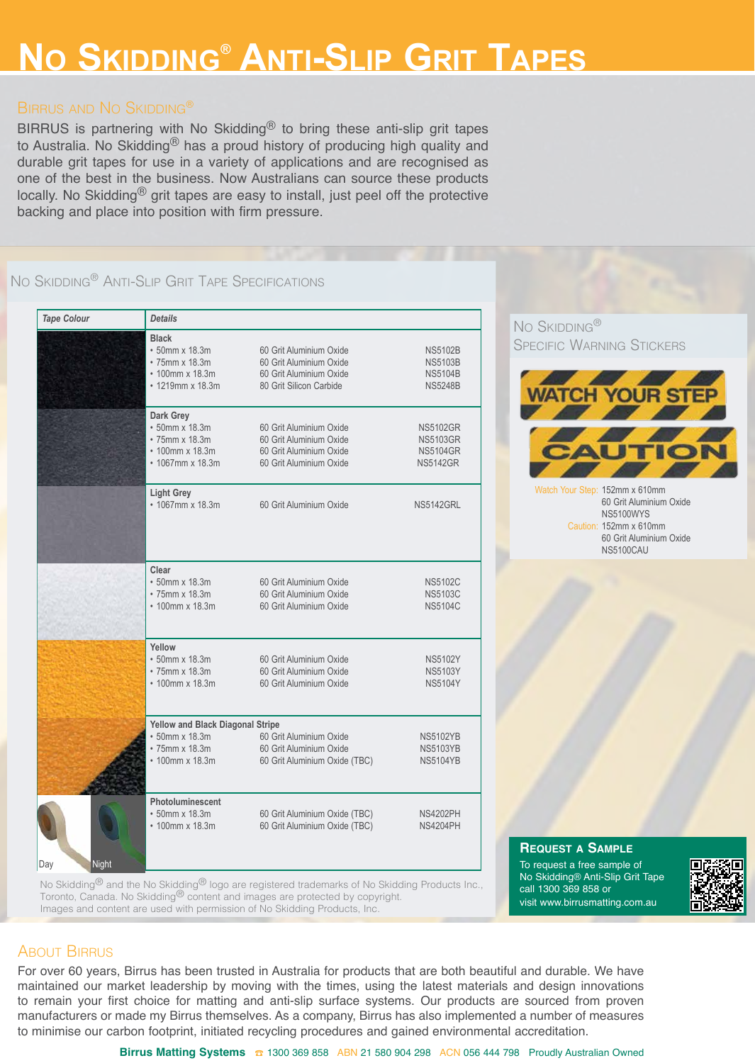# No Skidding® Anti-Slip Grit Tapes

## Birrus and No Skidding®

BIRRUS is partnering with No Skidding® to bring these anti-slip grit tapes to Australia. No Skidding® has a proud history of producing high quality and durable grit tapes for use in a variety of applications and are recognised as one of the best in the business. Now Australians can source these products locally. No Skidding® grit tapes are easy to install, just peel off the protective backing and place into position with firm pressure.

## No Skidding® Anti-Slip Grit Tape Specifications

| *Tape Colour* | *Details* | | |
|---|---|---|---|
| | **Black** | | |
| | • 50mm x 18.3m | 60 Grit Aluminium Oxide | NS5102B |
| | • 75mm x 18.3m | 60 Grit Aluminium Oxide | NS5103B |
| | • 100mm x 18.3m | 60 Grit Aluminium Oxide | NS5104B |
| | • 1219mm x 18.3m | 80 Grit Silicon Carbide | NS5248B |
| | **Dark Grey** | | |
| | • 50mm x 18.3m | 60 Grit Aluminium Oxide | NS5102GR |
| | • 75mm x 18.3m | 60 Grit Aluminium Oxide | NS5103GR |
| | • 100mm x 18.3m | 60 Grit Aluminium Oxide | NS5104GR |
| | • 1067mm x 18.3m | 60 Grit Aluminium Oxide | NS5142GR |
| | **Light Grey** | | |
| | • 1067mm x 18.3m | 60 Grit Aluminium Oxide | NS5142GRL |
| | **Clear** | | |
| | • 50mm x 18.3m | 60 Grit Aluminium Oxide | NS5102C |
| | • 75mm x 18.3m | 60 Grit Aluminium Oxide | NS5103C |
| | • 100mm x 18.3m | 60 Grit Aluminium Oxide | NS5104C |
| | **Yellow** | | |
| | • 50mm x 18.3m | 60 Grit Aluminium Oxide | NS5102Y |
| | • 75mm x 18.3m | 60 Grit Aluminium Oxide | NS5103Y |
| | • 100mm x 18.3m | 60 Grit Aluminium Oxide | NS5104Y |
| | **Yellow and Black Diagonal Stripe** | | |
| | • 50mm x 18.3m | 60 Grit Aluminium Oxide | NS5102YB |
| | • 75mm x 18.3m | 60 Grit Aluminium Oxide | NS5103YB |
| | • 100mm x 18.3m | 60 Grit Aluminium Oxide (TBC) | NS5104YB |
| Day / Night | **Photoluminescent** | | |
| | • 50mm x 18.3m | 60 Grit Aluminium Oxide (TBC) | NS4202PH |
| | • 100mm x 18.3m | 60 Grit Aluminium Oxide (TBC) | NS4204PH |

No Skidding® and the No Skidding® logo are registered trademarks of No Skidding Products Inc., Toronto, Canada. No Skidding® content and images are protected by copyright. Images and content are used with permission of No Skidding Products, Inc.

## No Skidding® Specific Warning Stickers

WATCH YOUR STEP

CAUTION

Watch Your Step: 152mm x 610mm
60 Grit Aluminium Oxide
NS5100WYS

Caution: 152mm x 610mm
60 Grit Aluminium Oxide
NS5100CAU

## Request a Sample

To request a free sample of No Skidding® Anti-Slip Grit Tape call 1300 369 858 or visit www.birrusmatting.com.au

## About Birrus

For over 60 years, Birrus has been trusted in Australia for products that are both beautiful and durable. We have maintained our market leadership by moving with the times, using the latest materials and design innovations to remain your first choice for matting and anti-slip surface systems. Our products are sourced from proven manufacturers or made my Birrus themselves. As a company, Birrus has also implemented a number of measures to minimise our carbon footprint, initiated recycling procedures and gained environmental accreditation.

**Birrus Matting Systems** ☎ 1300 369 858 ABN 21 580 904 298 ACN 056 444 798 Proudly Australian Owned